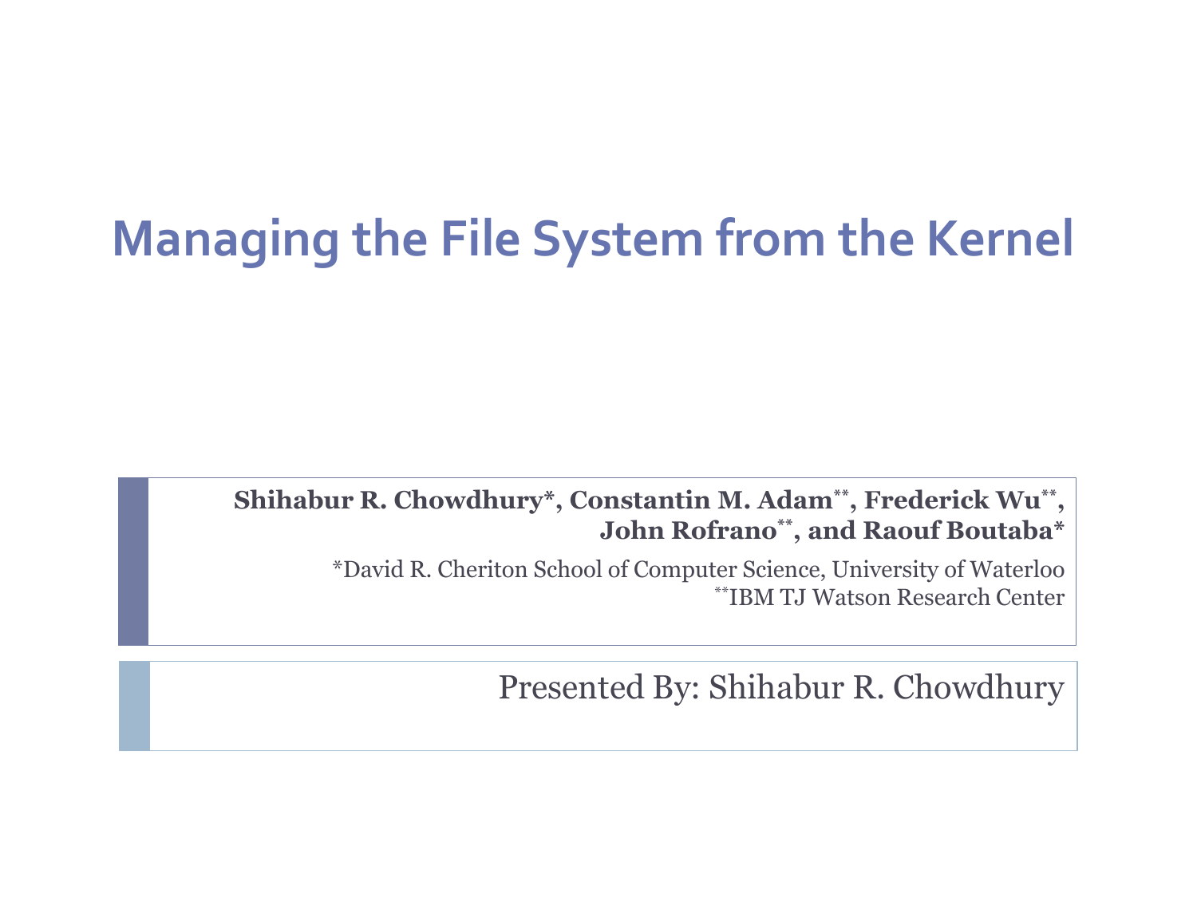# Managing the File System from the Kernel

**Shihabur R. Chowdhury*, Constantin M. Adam**, Frederick Wu**, John Rofrano**, and Raouf Boutaba***

*David R. Cheriton School of Computer Science, University of Waterloo
**IBM TJ Watson Research Center

Presented By: Shihabur R. Chowdhury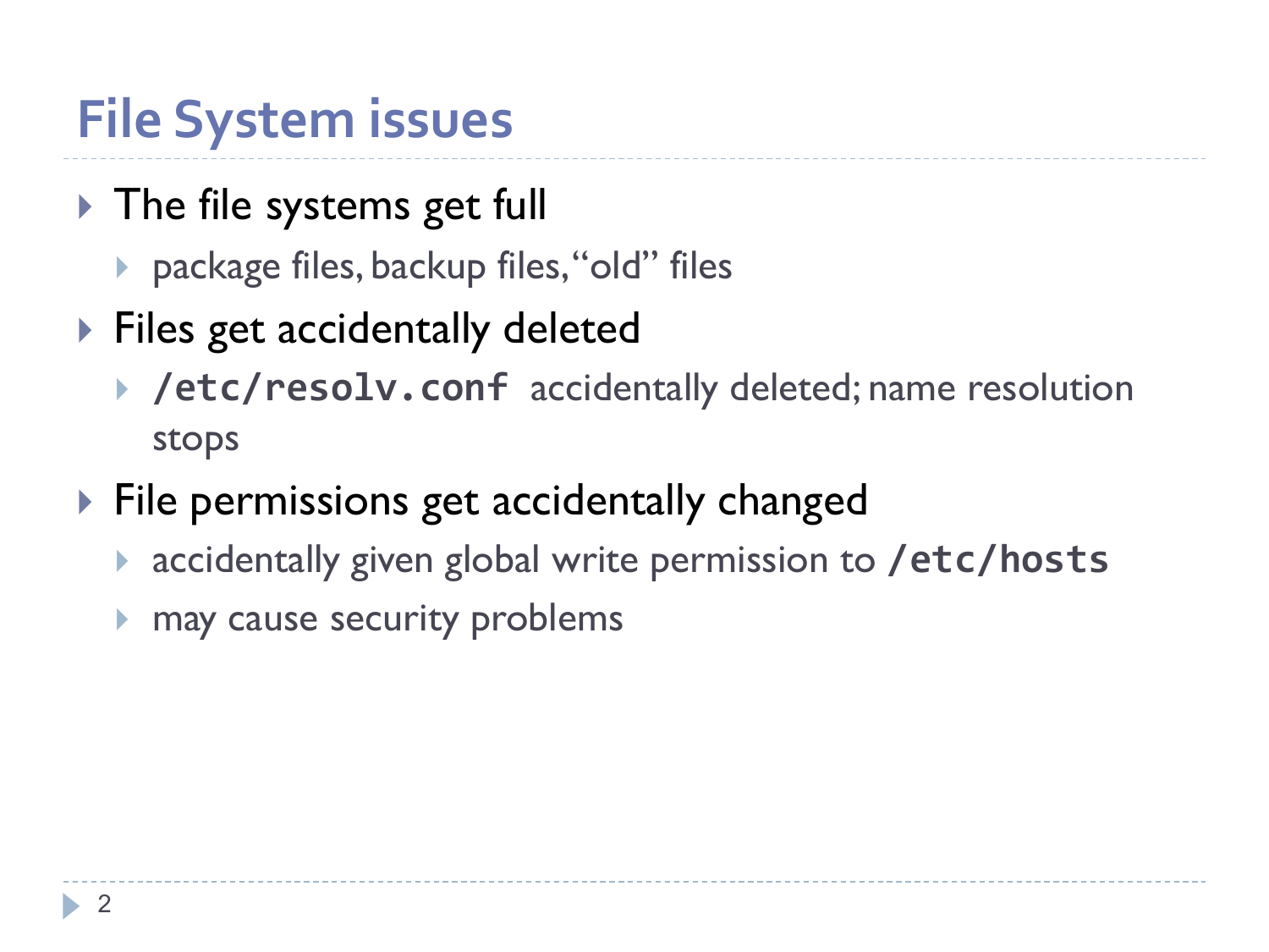# File System issues

- The file systems get full
  - package files, backup files, "old" files
- Files get accidentally deleted
  - **`/etc/resolv.conf`** accidentally deleted; name resolution stops
- File permissions get accidentally changed
  - accidentally given global write permission to **`/etc/hosts`**
  - may cause security problems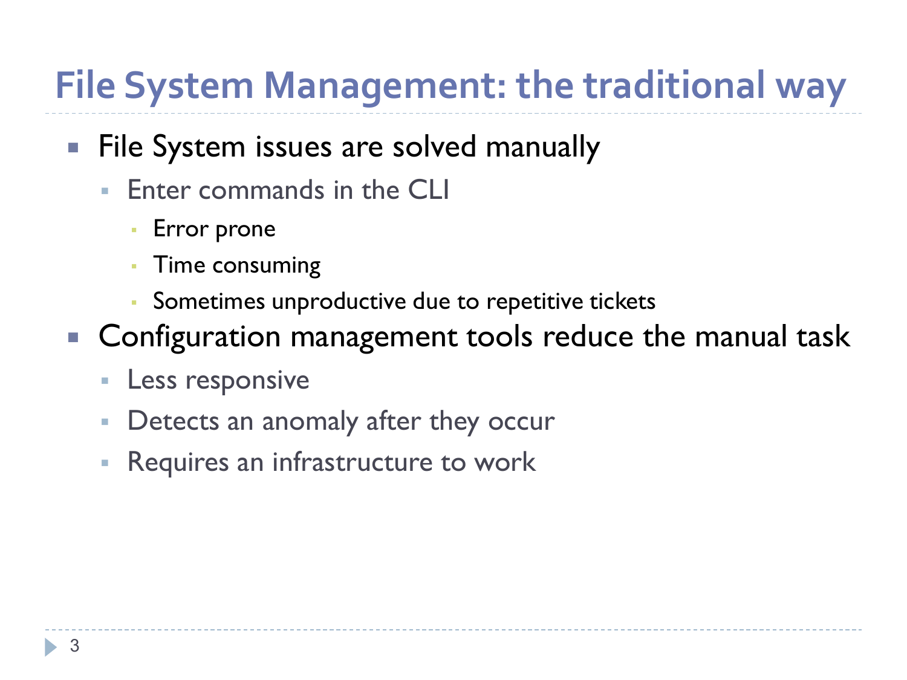# File System Management: the traditional way

- File System issues are solved manually
  - Enter commands in the CLI
    - Error prone
    - Time consuming
    - Sometimes unproductive due to repetitive tickets
- Configuration management tools reduce the manual task
  - Less responsive
  - Detects an anomaly after they occur
  - Requires an infrastructure to work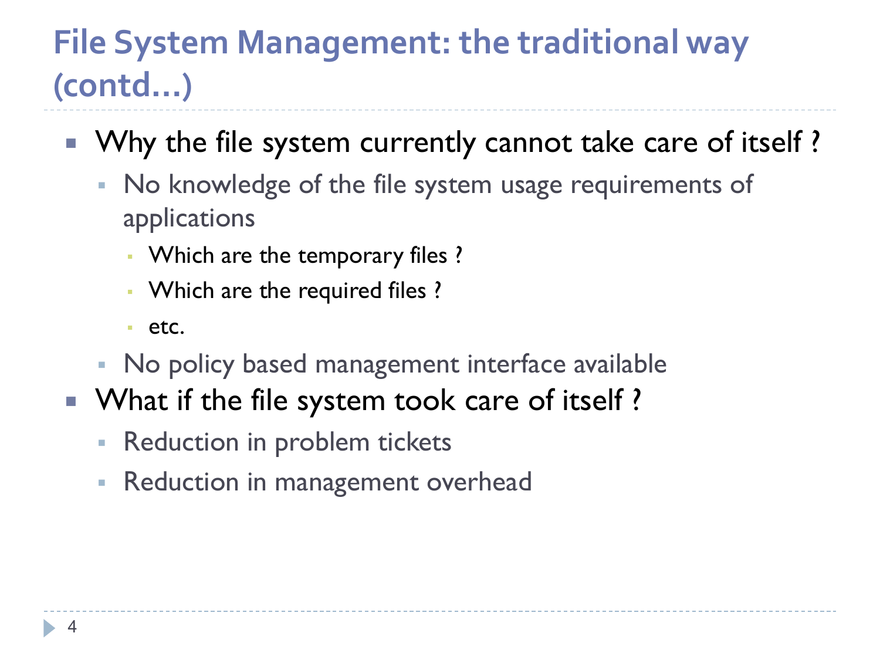# File System Management: the traditional way (contd…)

- Why the file system currently cannot take care of itself ?
  - No knowledge of the file system usage requirements of applications
    - Which are the temporary files ?
    - Which are the required files ?
    - etc.
  - No policy based management interface available
- What if the file system took care of itself ?
  - Reduction in problem tickets
  - Reduction in management overhead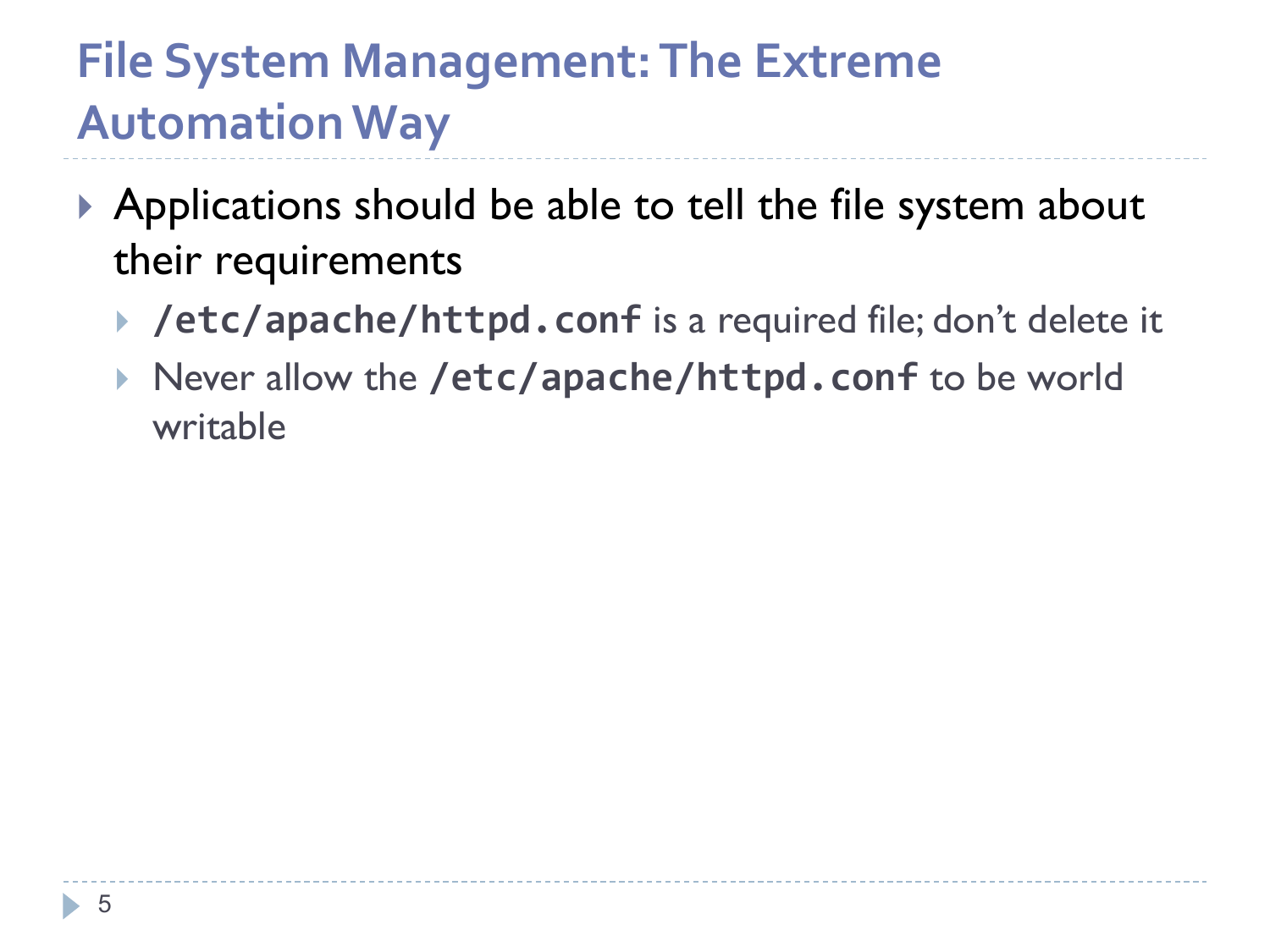# File System Management: The Extreme Automation Way

- Applications should be able to tell the file system about their requirements
  - **`/etc/apache/httpd.conf`** is a required file; don't delete it
  - Never allow the **`/etc/apache/httpd.conf`** to be world writable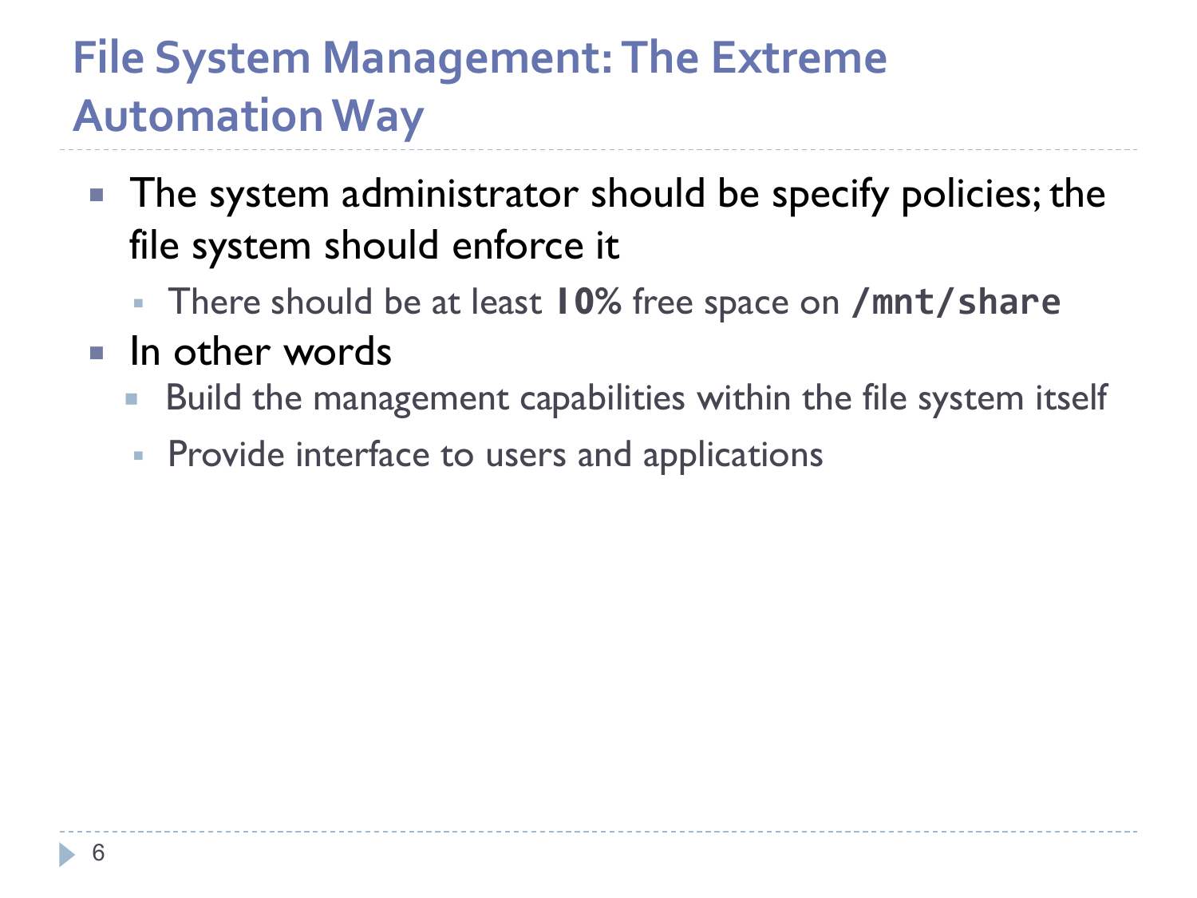# File System Management: The Extreme Automation Way

- The system administrator should be specify policies; the file system should enforce it
  - There should be at least **10%** free space on **`/mnt/share`**
- In other words
  - Build the management capabilities within the file system itself
  - Provide interface to users and applications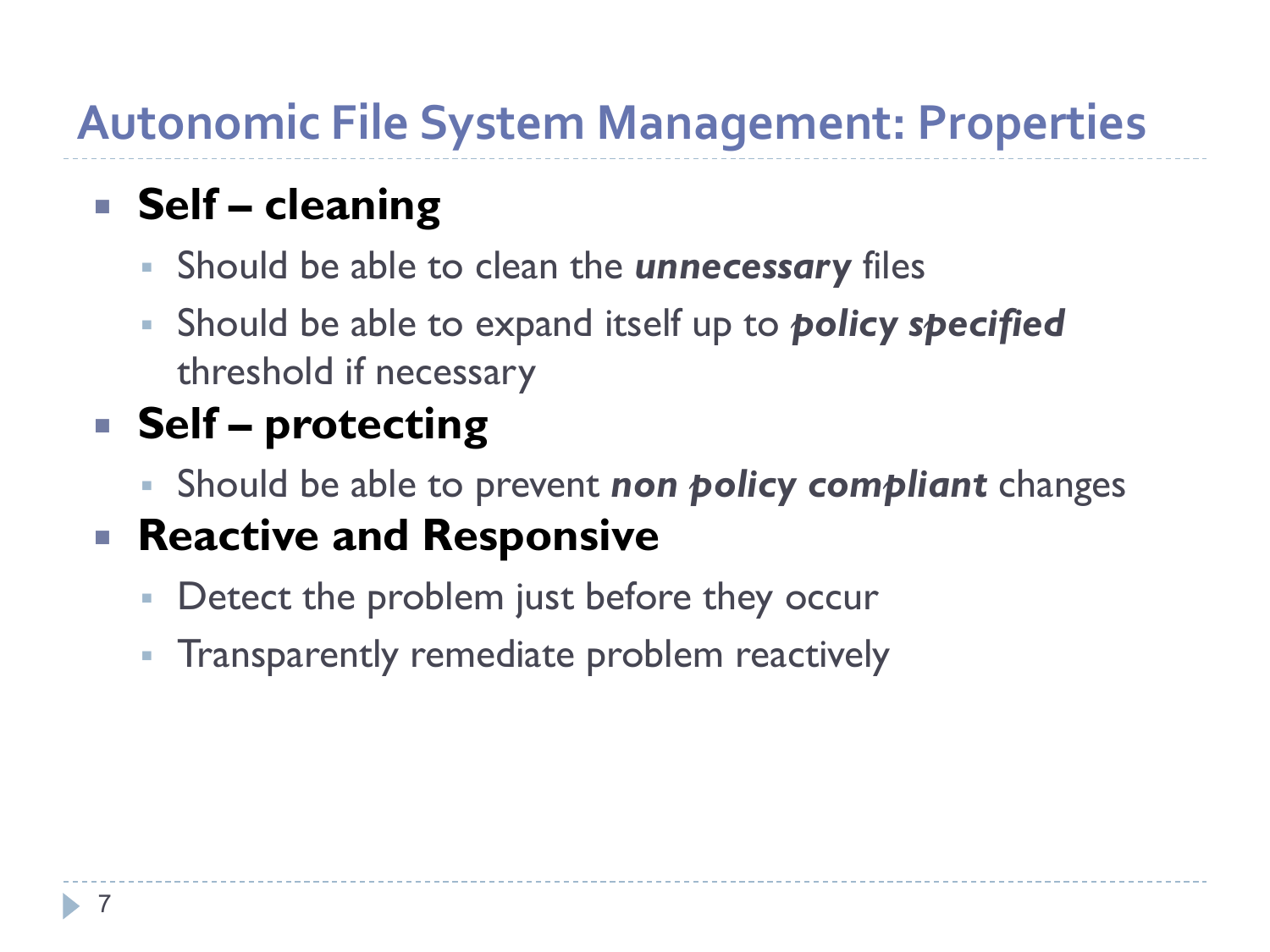# Autonomic File System Management: Properties

- **Self – cleaning**
  - Should be able to clean the ***unnecessary*** files
  - Should be able to expand itself up to ***policy specified*** threshold if necessary
- **Self – protecting**
  - Should be able to prevent ***non policy compliant*** changes
- **Reactive and Responsive**
  - Detect the problem just before they occur
  - Transparently remediate problem reactively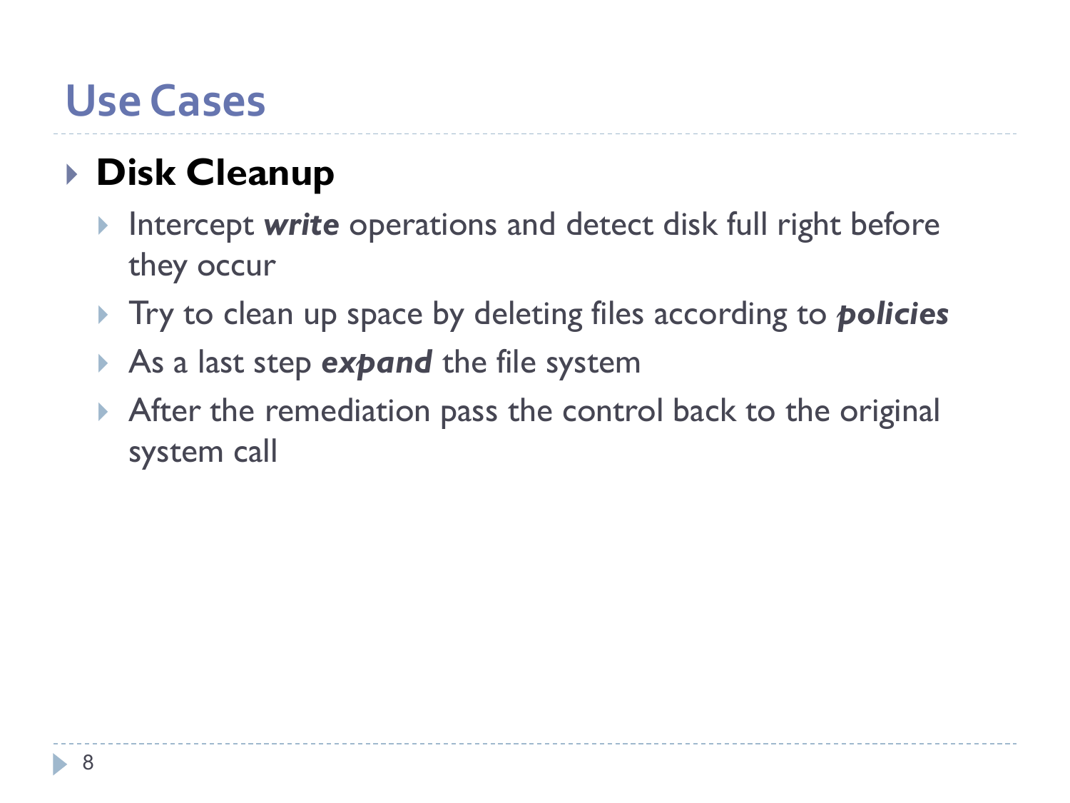## Use Cases

- **Disk Cleanup**
  - Intercept ***write*** operations and detect disk full right before they occur
  - Try to clean up space by deleting files according to ***policies***
  - As a last step ***expand*** the file system
  - After the remediation pass the control back to the original system call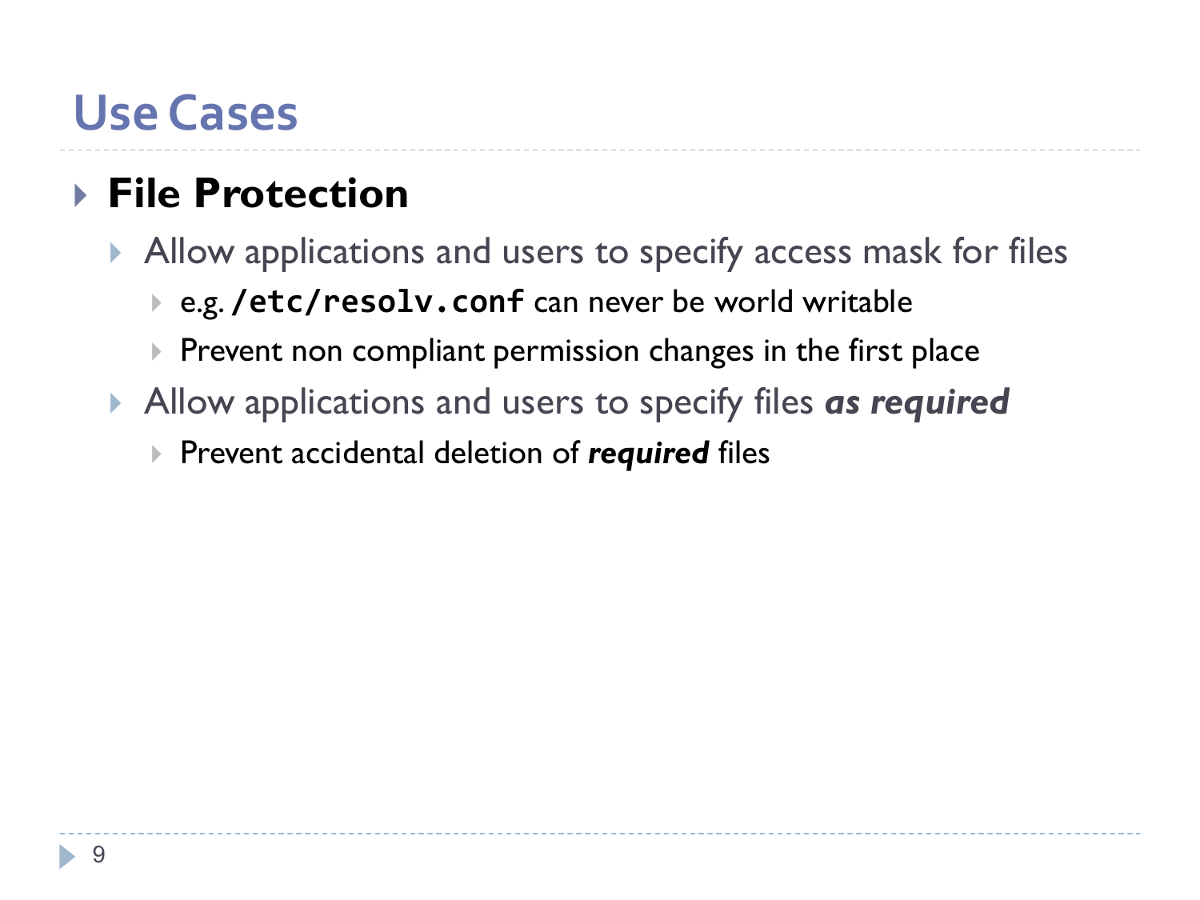# Use Cases

- **File Protection**
  - Allow applications and users to specify access mask for files
    - e.g. `/etc/resolv.conf` can never be world writable
    - Prevent non compliant permission changes in the first place
  - Allow applications and users to specify files ***as required***
    - Prevent accidental deletion of ***required*** files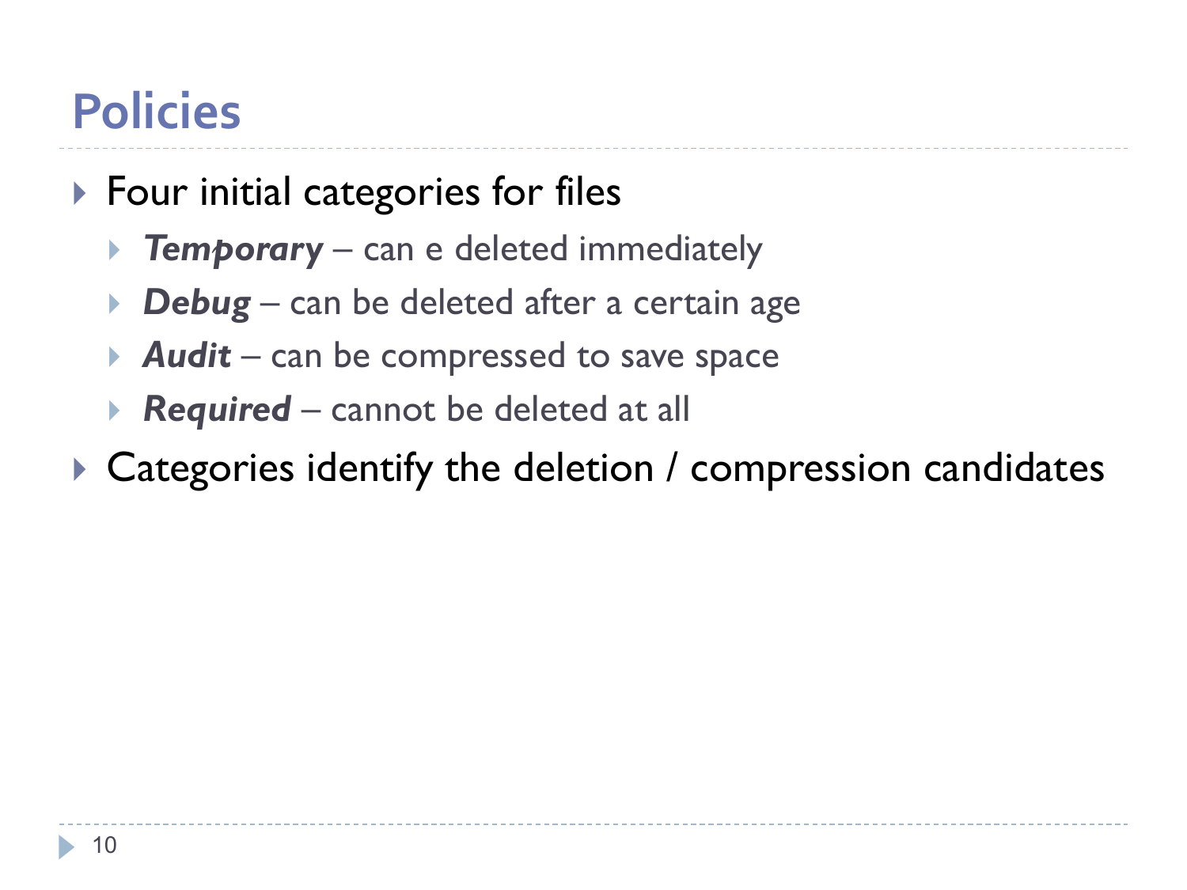# Policies

- Four initial categories for files
  - ***Temporary*** – can e deleted immediately
  - ***Debug*** – can be deleted after a certain age
  - ***Audit*** – can be compressed to save space
  - ***Required*** – cannot be deleted at all
- Categories identify the deletion / compression candidates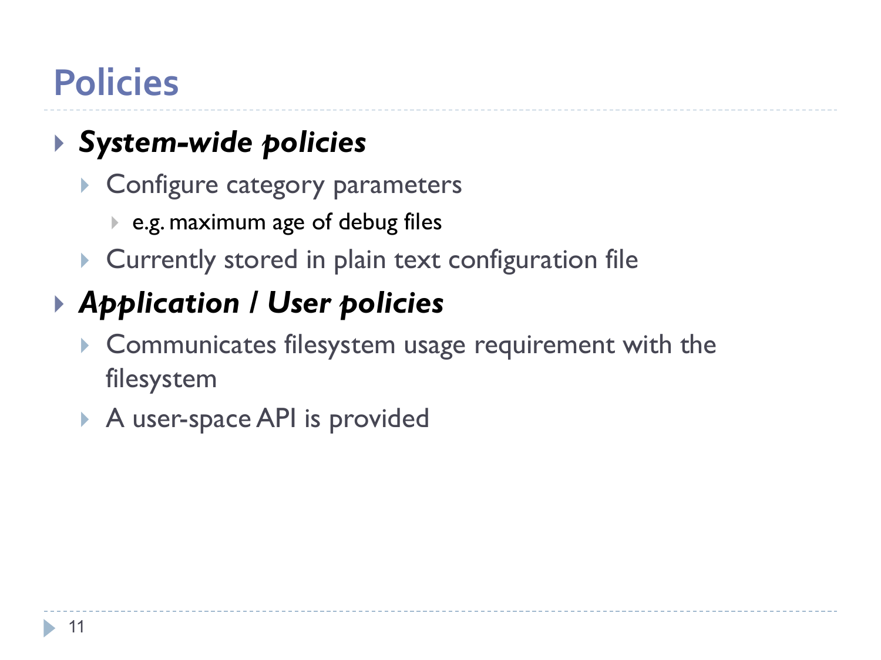# Policies

- ***System-wide policies***
  - Configure category parameters
    - e.g. maximum age of debug files
  - Currently stored in plain text configuration file
- ***Application / User policies***
  - Communicates filesystem usage requirement with the filesystem
  - A user-space API is provided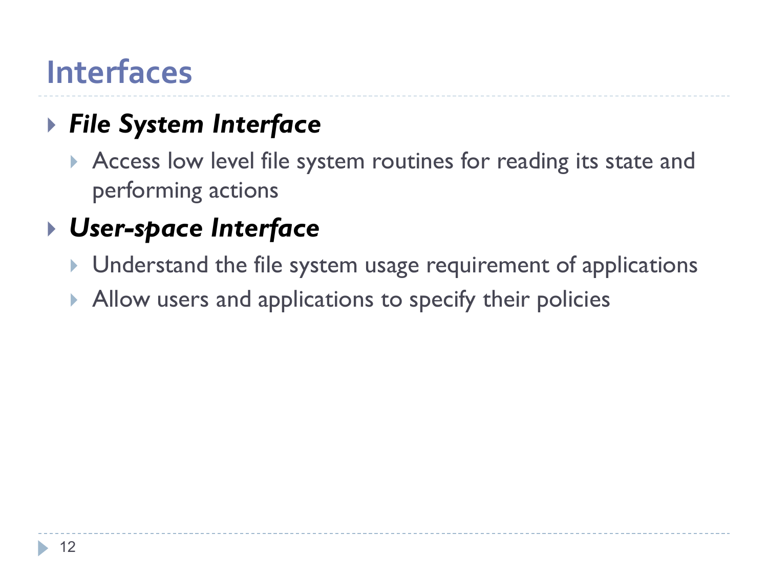# Interfaces

- ***File System Interface***
  - Access low level file system routines for reading its state and performing actions
- ***User-space Interface***
  - Understand the file system usage requirement of applications
  - Allow users and applications to specify their policies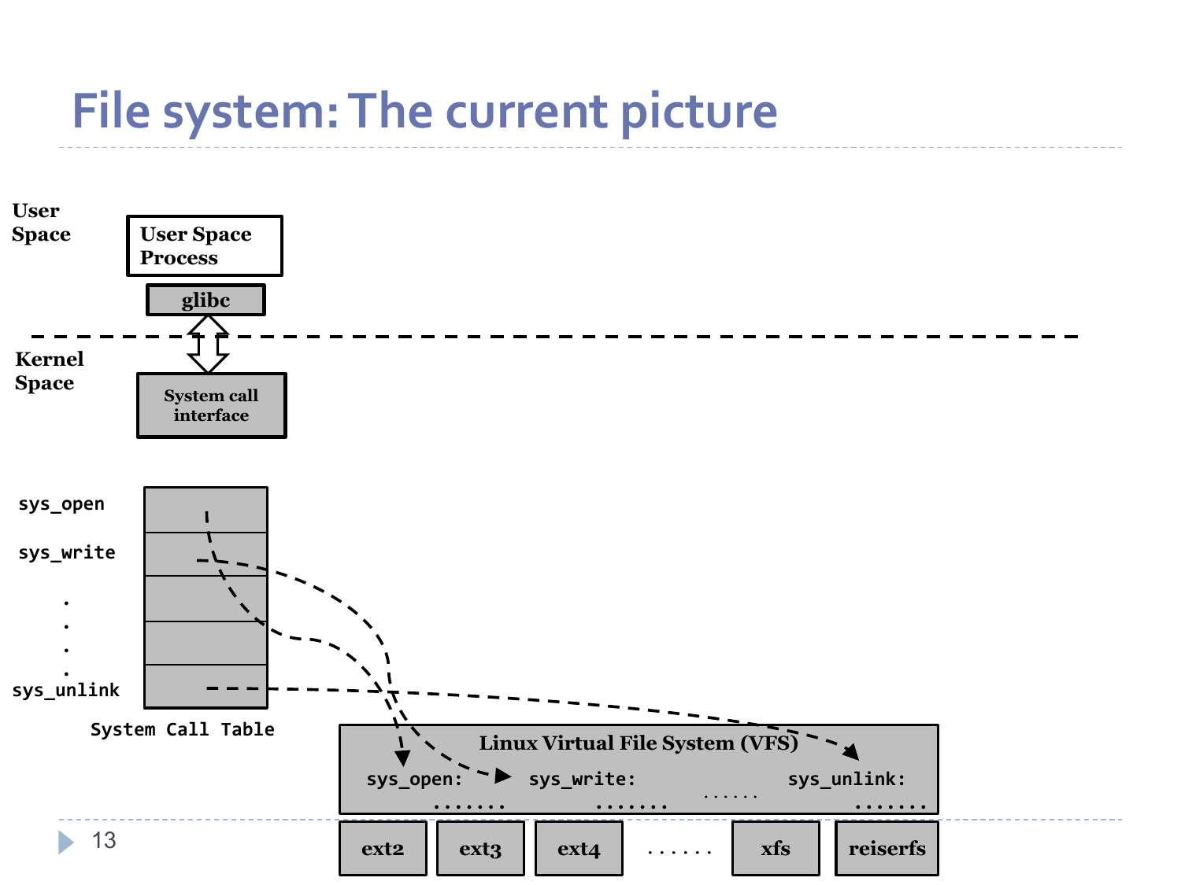# File system: The current picture

User Space

User Space Process

glibc

Kernel Space

System call interface

sys_open

sys_write

.
.
.
.

sys_unlink

System Call Table

Linux Virtual File System (VFS)

sys_open: ....... sys_write: ....... ...... sys_unlink: .......

ext2 | ext3 | ext4 | ...... | xfs | reiserfs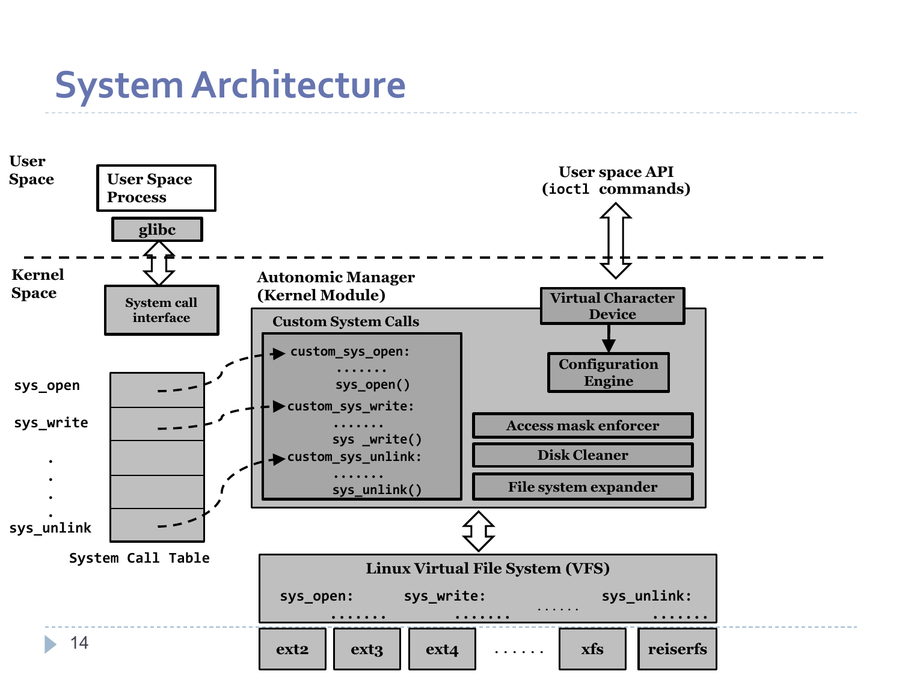# System Architecture

User Space

User Space Process

glibc

User space API (ioctl commands)

Kernel Space

System call interface

Autonomic Manager (Kernel Module)

Custom System Calls

```
custom_sys_open:
    .......
    sys_open()
custom_sys_write:
    .......
    sys _write()
custom_sys_unlink:
    .......
    sys_unlink()
```

Virtual Character Device

Configuration Engine

Access mask enforcer

Disk Cleaner

File system expander

sys_open

sys_write

. . . .

sys_unlink

System Call Table

Linux Virtual File System (VFS)

sys_open: ....... sys_write: ....... ...... sys_unlink: .......

ext2 | ext3 | ext4 | ...... | xfs | reiserfs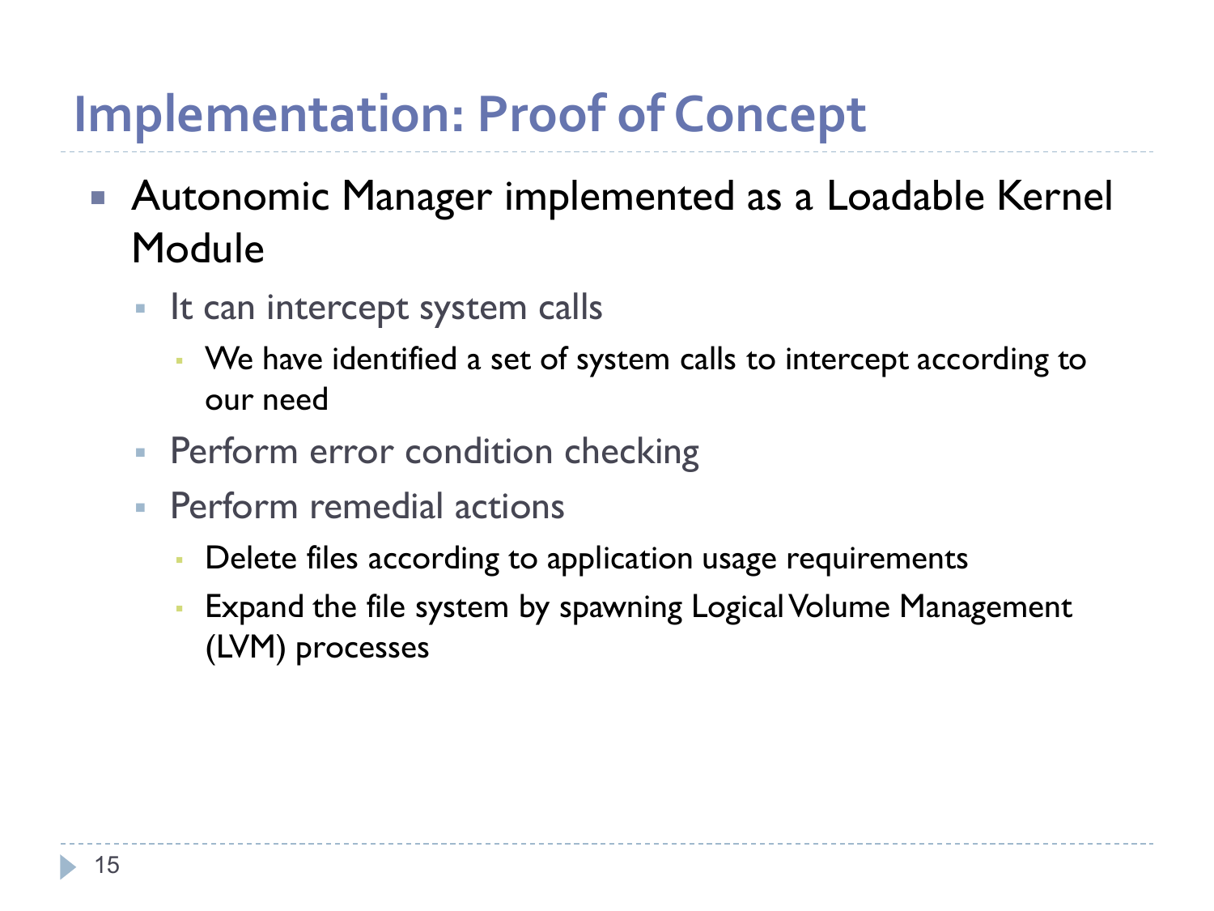# Implementation: Proof of Concept

- Autonomic Manager implemented as a Loadable Kernel Module
  - It can intercept system calls
    - We have identified a set of system calls to intercept according to our need
  - Perform error condition checking
  - Perform remedial actions
    - Delete files according to application usage requirements
    - Expand the file system by spawning Logical Volume Management (LVM) processes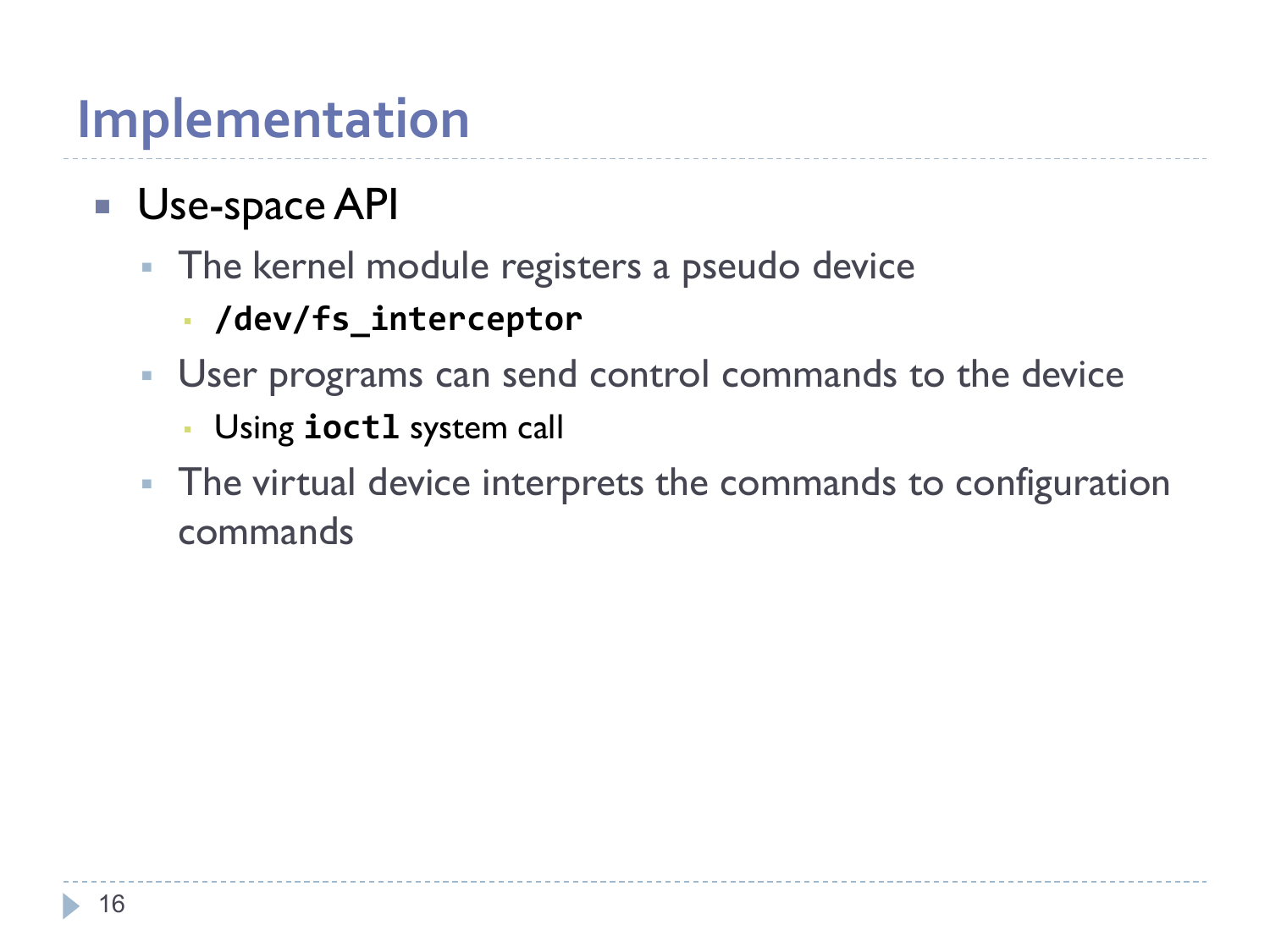# Implementation

- Use-space API
  - The kernel module registers a pseudo device
    - `/dev/fs_interceptor`
  - User programs can send control commands to the device
    - Using **`ioctl`** system call
  - The virtual device interprets the commands to configuration commands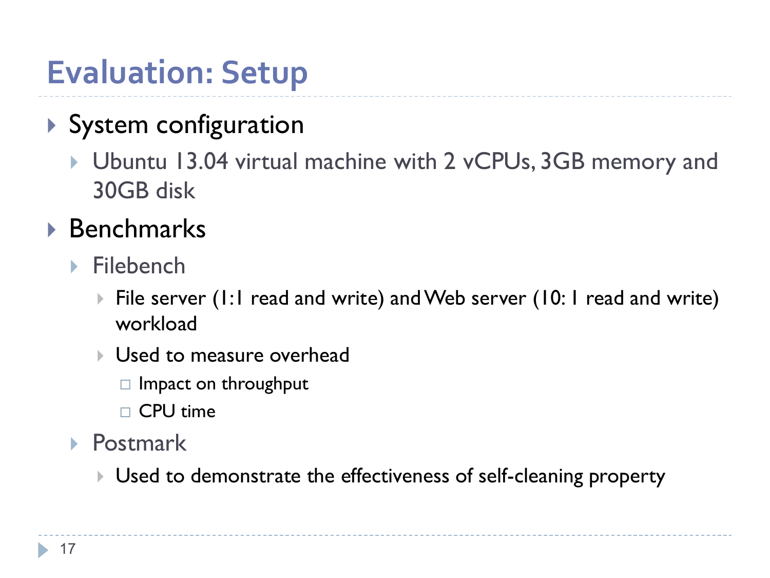# Evaluation: Setup

- System configuration
  - Ubuntu 13.04 virtual machine with 2 vCPUs, 3GB memory and 30GB disk
- Benchmarks
  - Filebench
    - File server (1:1 read and write) and Web server (10: 1 read and write) workload
    - Used to measure overhead
      - Impact on throughput
      - CPU time
  - Postmark
    - Used to demonstrate the effectiveness of self-cleaning property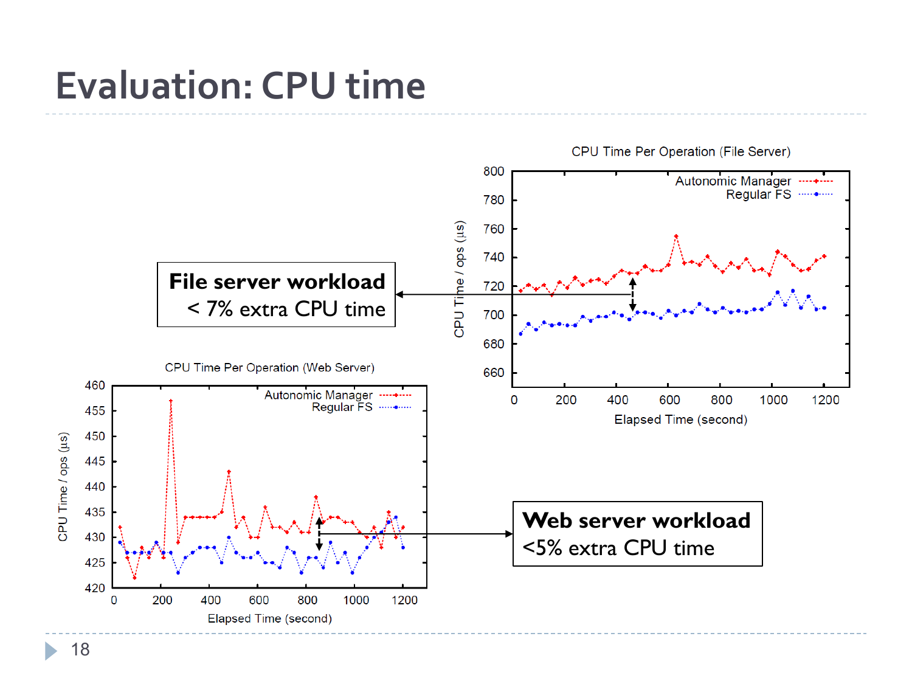# Evaluation: CPU time

CPU Time Per Operation (File Server)

**File server workload**
**< 7% extra CPU time**

CPU Time Per Operation (Web Server)

**Web server workload**
**<5% extra CPU time**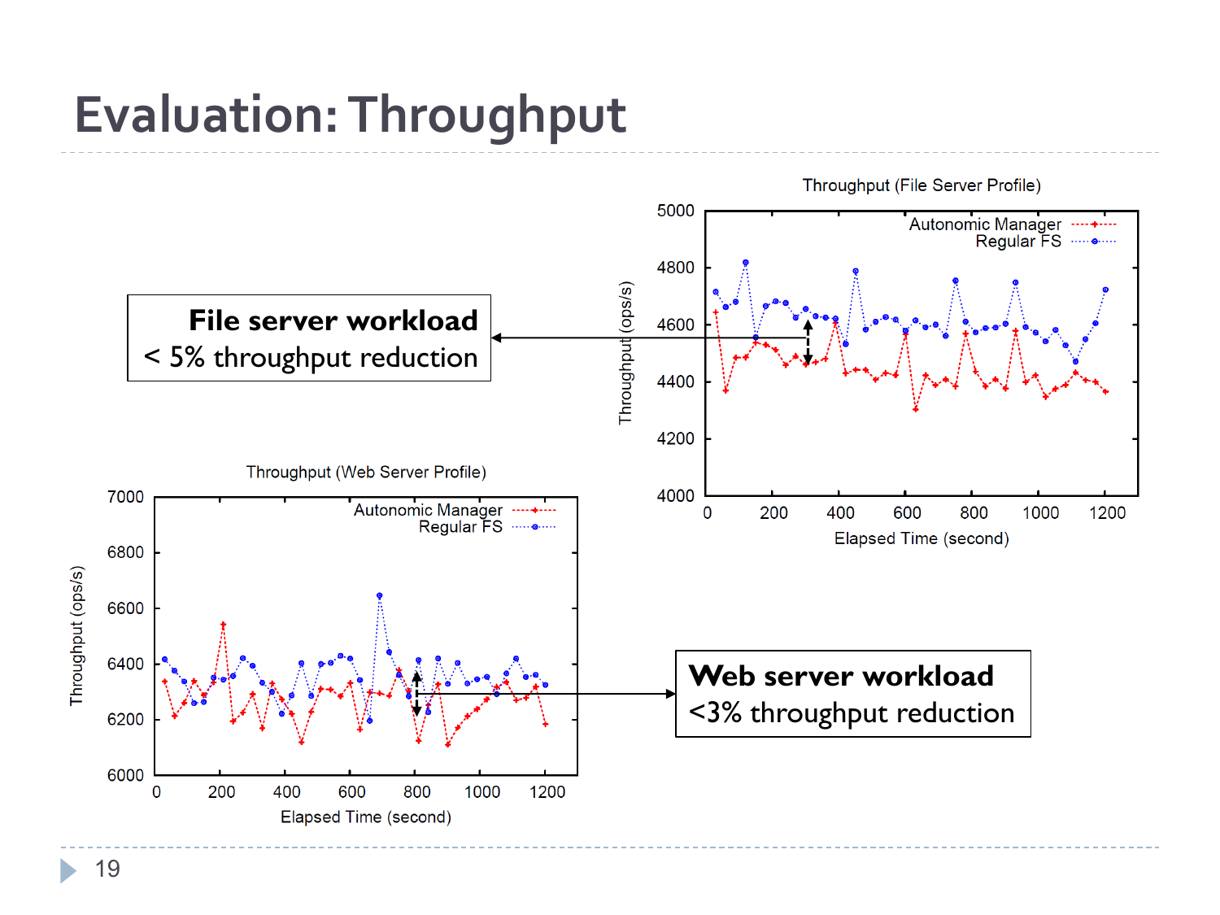# Evaluation: Throughput

**File server workload**
< 5% throughput reduction

**Web server workload**
<3% throughput reduction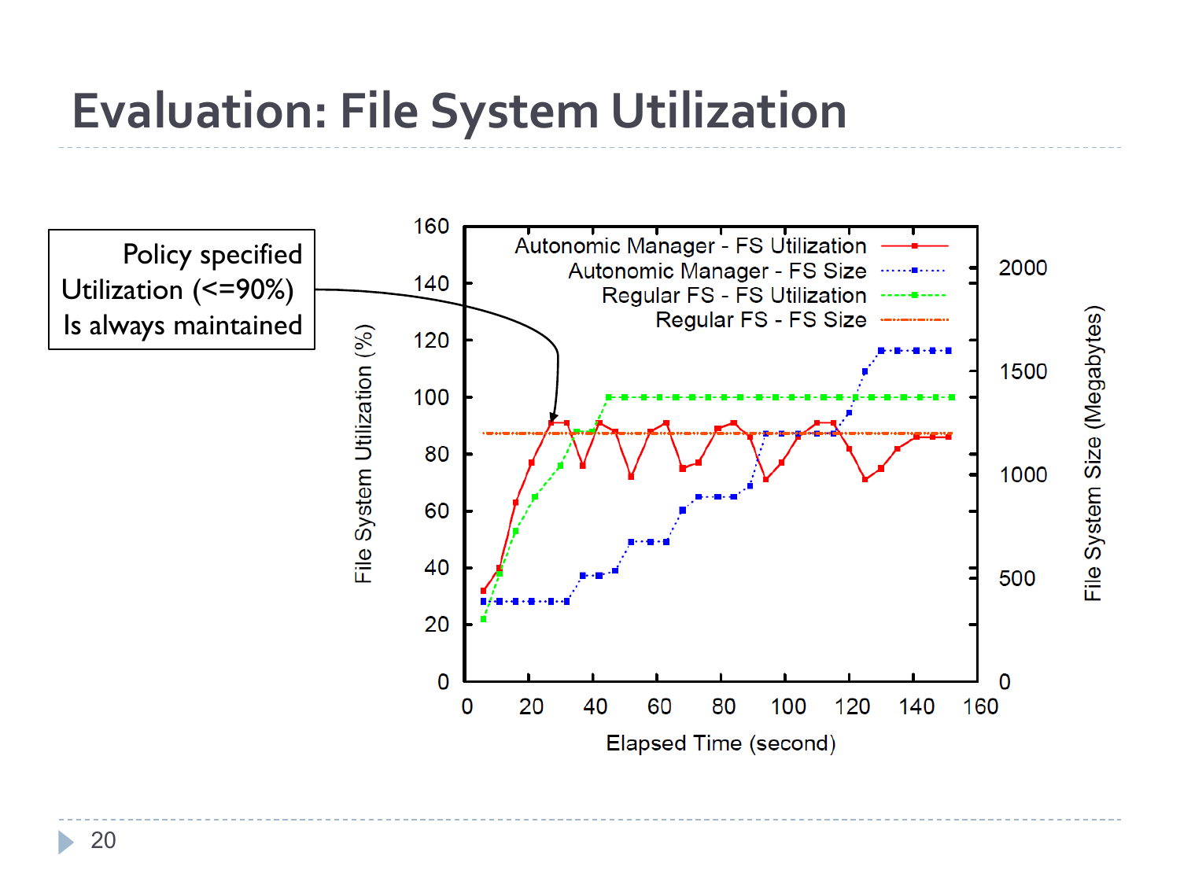# Evaluation: File System Utilization

Policy specified Utilization (<=90%) Is always maintained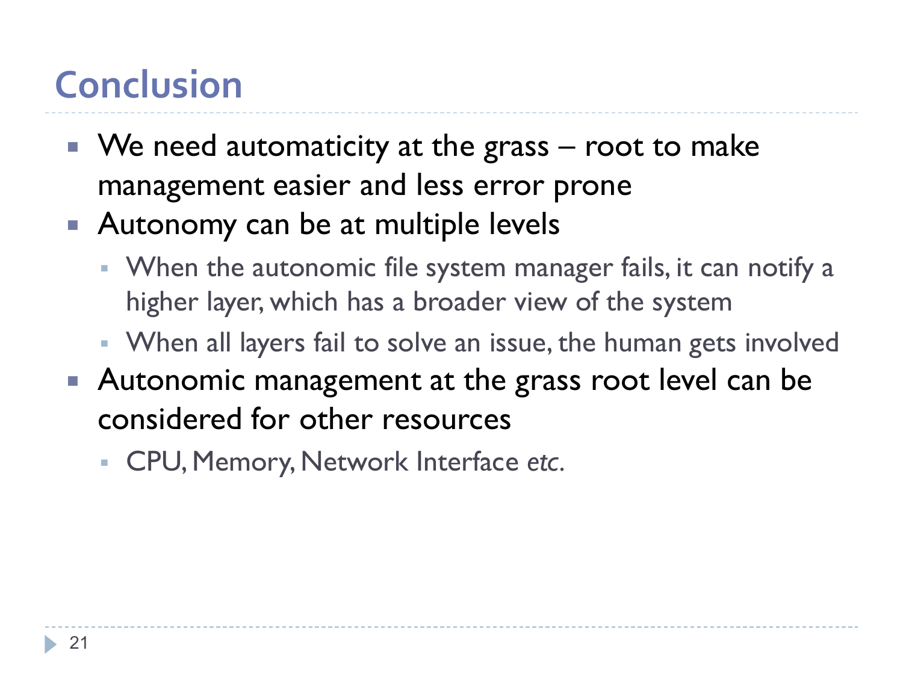# Conclusion

- We need automaticity at the grass – root to make management easier and less error prone
- Autonomy can be at multiple levels
  - When the autonomic file system manager fails, it can notify a higher layer, which has a broader view of the system
  - When all layers fail to solve an issue, the human gets involved
- Autonomic management at the grass root level can be considered for other resources
  - CPU, Memory, Network Interface *etc.*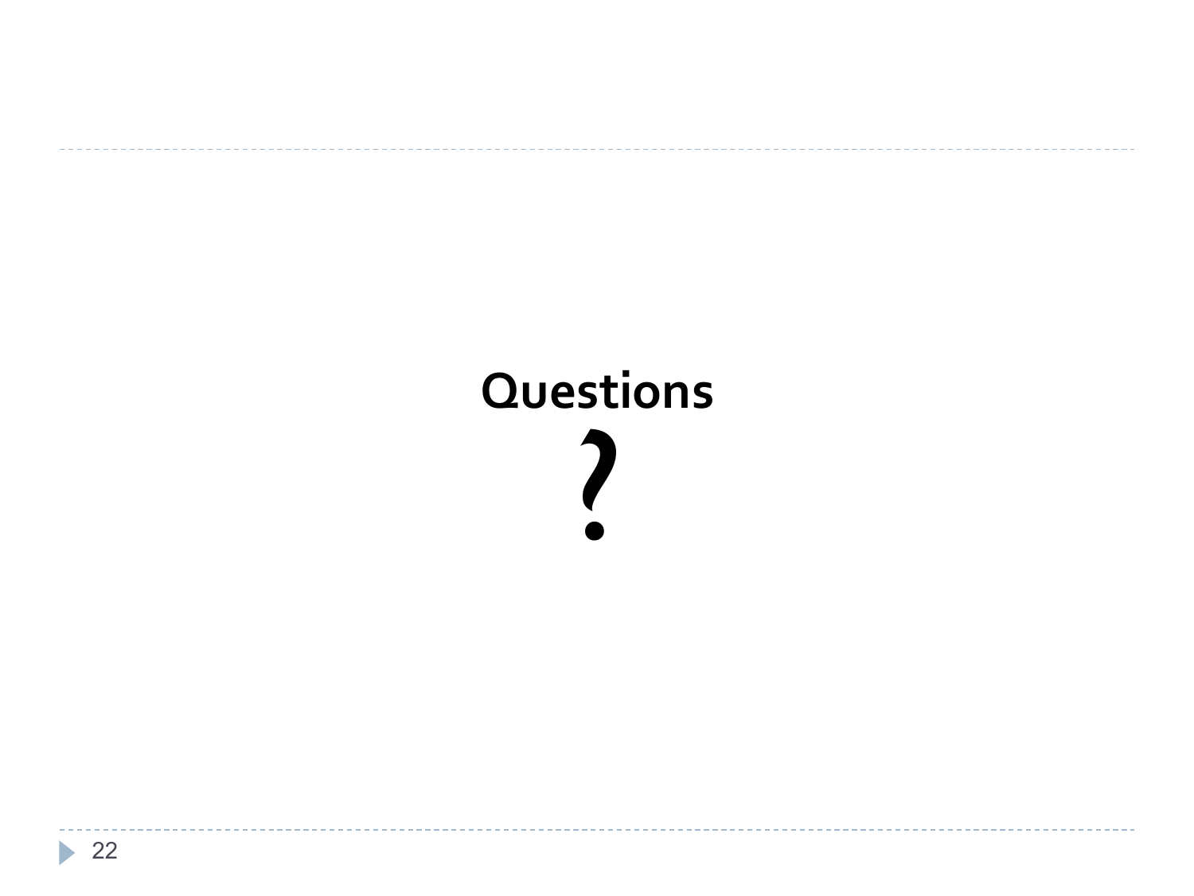**Questions**

**?**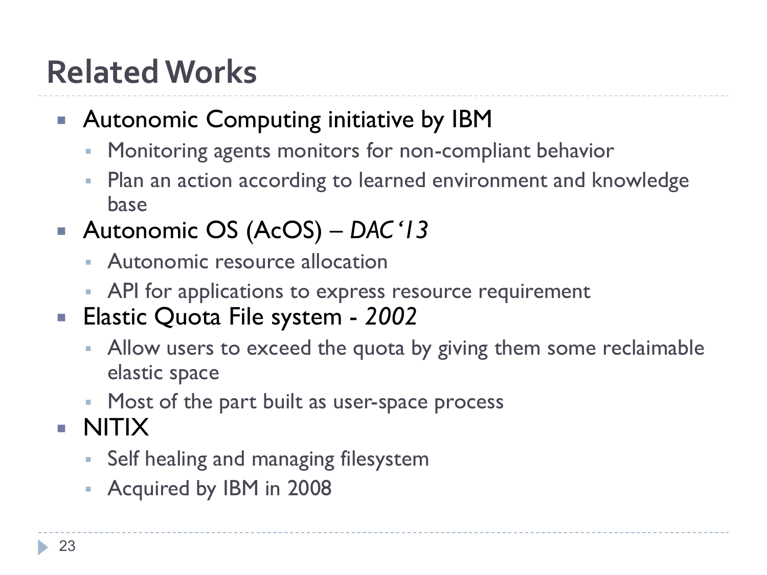# Related Works

- Autonomic Computing initiative by IBM
  - Monitoring agents monitors for non-compliant behavior
  - Plan an action according to learned environment and knowledge base
- Autonomic OS (AcOS) – *DAC '13*
  - Autonomic resource allocation
  - API for applications to express resource requirement
- Elastic Quota File system - *2002*
  - Allow users to exceed the quota by giving them some reclaimable elastic space
  - Most of the part built as user-space process
- NITIX
  - Self healing and managing filesystem
  - Acquired by IBM in 2008